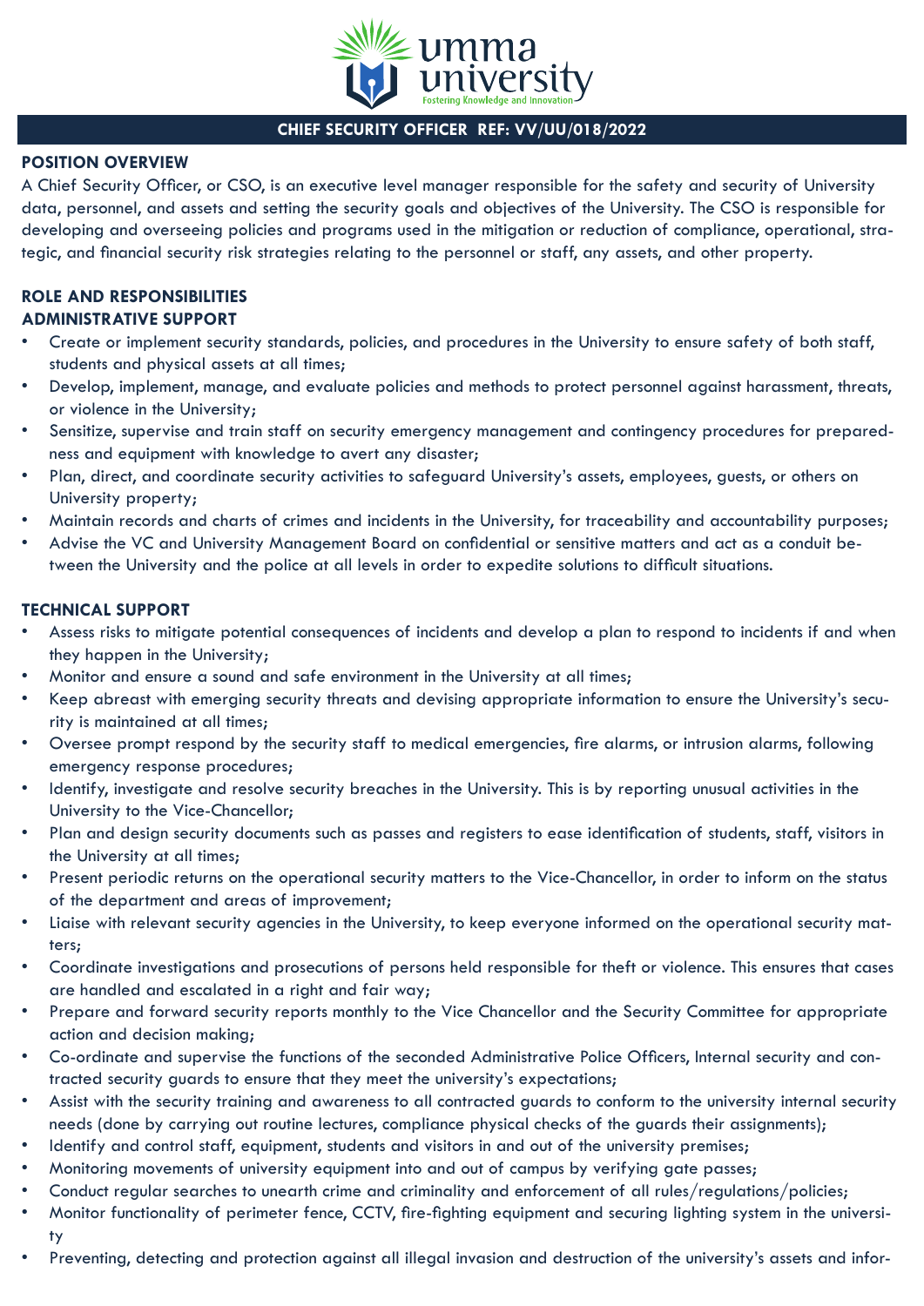# CHIEF SECURITY OFFICER REF: VV/UU/018/2022

## POSITION OVERVIEW

A Chief Security Officer, or CSO, is an executive level manager responsible for the safety and security of University data, personnel, and assets and setting the security goals and objectives of the University. The CSO is responsible for developing and overseeing policies and programs used in the mitigation or reduction of compliance, operational, strategic, and financial security risk strategies relating to the personnel or staff, any assets, and other property.

## ROLE AND RESPONSIBILITIES

### ADMINISTRATIVE SUPPORT

- Create or implement security standards, policies, and procedures in the University to ensure safety of both staff, students and physical assets at all times;
- Develop, implement, manage, and evaluate policies and methods to protect personnel against harassment, threats, or violence in the University;
- Sensitize, supervise and train staff on security emergency management and contingency procedures for preparedness and equipment with knowledge to avert any disaster;
- Plan, direct, and coordinate security activities to safeguard University's assets, employees, guests, or others on University property;
- Maintain records and charts of crimes and incidents in the University, for traceability and accountability purposes;
- Advise the VC and University Management Board on confidential or sensitive matters and act as a conduit between the University and the police at all levels in order to expedite solutions to difficult situations.

### TECHNICAL SUPPORT

- Assess risks to mitigate potential consequences of incidents and develop a plan to respond to incidents if and when they happen in the University;
- Monitor and ensure a sound and safe environment in the University at all times;
- Keep abreast with emerging security threats and devising appropriate information to ensure the University's security is maintained at all times;
- Oversee prompt respond by the security staff to medical emergencies, fire alarms, or intrusion alarms, following emergency response procedures;
- Identify, investigate and resolve security breaches in the University. This is by reporting unusual activities in the University to the Vice-Chancellor;
- Plan and design security documents such as passes and registers to ease identification of students, staff, visitors in the University at all times;
- Present periodic returns on the operational security matters to the Vice-Chancellor, in order to inform on the status of the department and areas of improvement;
- Liaise with relevant security agencies in the University, to keep everyone informed on the operational security matters;
- Coordinate investigations and prosecutions of persons held responsible for theft or violence. This ensures that cases are handled and escalated in a right and fair way;
- Prepare and forward security reports monthly to the Vice Chancellor and the Security Committee for appropriate action and decision making;
- Co-ordinate and supervise the functions of the seconded Administrative Police Officers, Internal security and contracted security guards to ensure that they meet the university's expectations;
- Assist with the security training and awareness to all contracted guards to conform to the university internal security needs (done by carrying out routine lectures, compliance physical checks of the guards their assignments);
- Identify and control staff, equipment, students and visitors in and out of the university premises;
- Monitoring movements of university equipment into and out of campus by verifying gate passes;
- Conduct regular searches to unearth crime and criminality and enforcement of all rules/regulations/policies;
- Monitor functionality of perimeter fence, CCTV, fire-fighting equipment and securing lighting system in the university
- Preventing, detecting and protection against all illegal invasion and destruction of the university's assets and infor-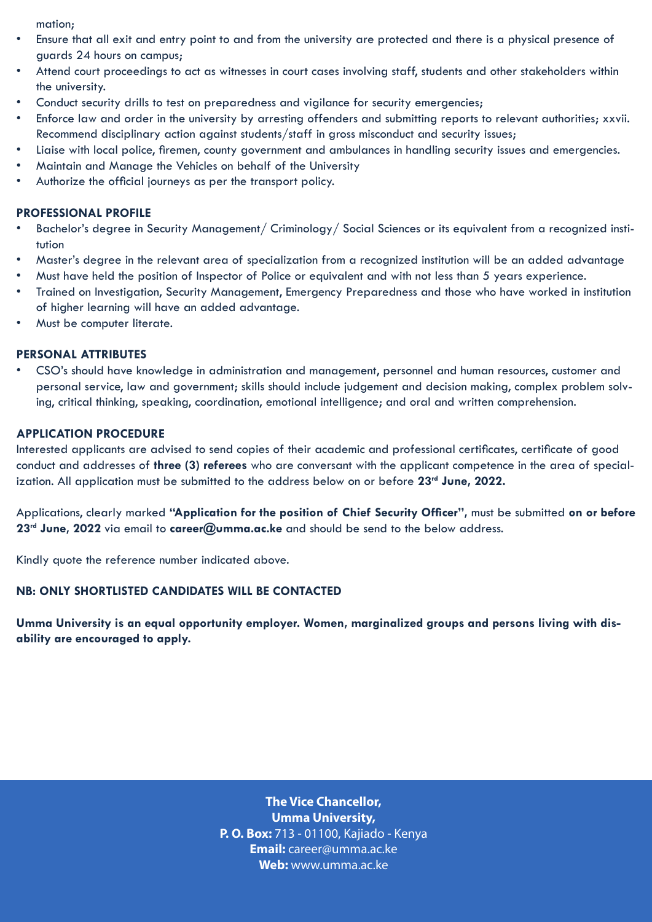mation;

- Ensure that all exit and entry point to and from the university are protected and there is a physical presence of guards 24 hours on campus;
- Attend court proceedings to act as witnesses in court cases involving staff, students and other stakeholders within the university.
- Conduct security drills to test on preparedness and vigilance for security emergencies;
- Enforce law and order in the university by arresting offenders and submitting reports to relevant authorities; xxvii. Recommend disciplinary action against students/staff in gross misconduct and security issues;
- Liaise with local police, firemen, county government and ambulances in handling security issues and emergencies.
- Maintain and Manage the Vehicles on behalf of the University
- Authorize the official journeys as per the transport policy.

**PROFESSIONAL PROFILE**

- Bachelor's degree in Security Management/ Criminology/ Social Sciences or its equivalent from a recognized institution
- Master's degree in the relevant area of specialization from a recognized institution will be an added advantage
- Must have held the position of Inspector of Police or equivalent and with not less than 5 years experience.
- Trained on Investigation, Security Management, Emergency Preparedness and those who have worked in institution of higher learning will have an added advantage.
- Must be computer literate.

**PERSONAL ATTRIBUTES**

- CSO's should have knowledge in administration and management, personnel and human resources, customer and personal service, law and government; skills should include judgement and decision making, complex problem solving, critical thinking, speaking, coordination, emotional intelligence; and oral and written comprehension.

**APPLICATION PROCEDURE**

Interested applicants are advised to send copies of their academic and professional certificates, certificate of good conduct and addresses of **three (3) referees** who are conversant with the applicant competence in the area of specialization. All application must be submitted to the address below on or before **23rd June, 2022.**

Applications, clearly marked **"Application for the position of Chief Security Officer"**, must be submitted **on or before 23rd June, 2022** via email to **career@umma.ac.ke** and should be send to the below address.

Kindly quote the reference number indicated above.

**NB: ONLY SHORTLISTED CANDIDATES WILL BE CONTACTED**

**Umma University is an equal opportunity employer. Women, marginalized groups and persons living with disability are encouraged to apply.**

**The Vice Chancellor,**
**Umma University,**
**P. O. Box:** 713 - 01100, Kajiado - Kenya
**Email:** career@umma.ac.ke
**Web:** www.umma.ac.ke